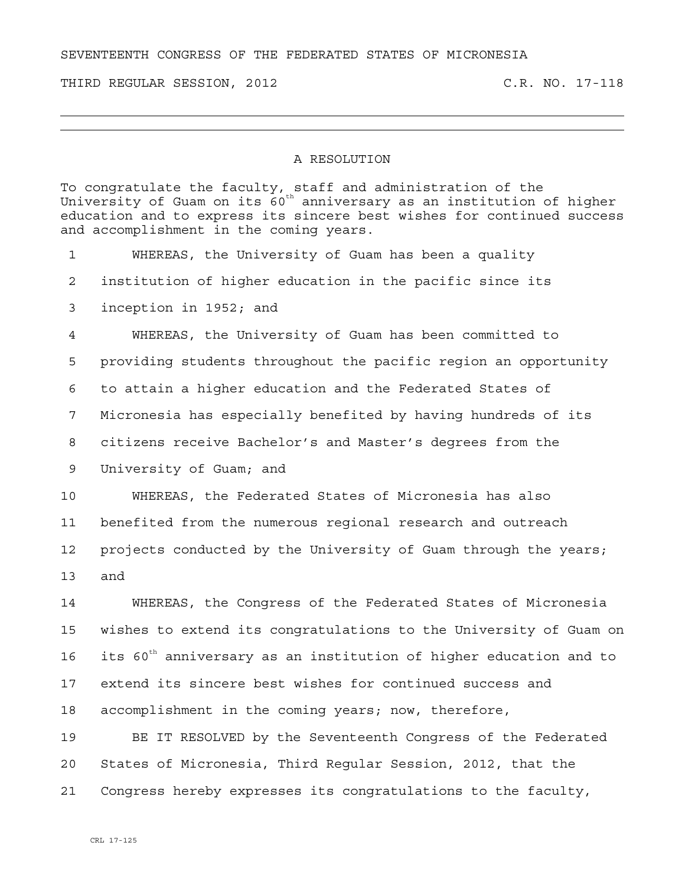SEVENTEENTH CONGRESS OF THE FEDERATED STATES OF MICRONESIA

THIRD REGULAR SESSION, 2012 C.R. NO. 17-118

---

# A RESOLUTION

To congratulate the faculty, staff and administration of the University of Guam on its 60th anniversary as an institution of higher education and to express its sincere best wishes for continued success and accomplishment in the coming years.

1 WHEREAS, the University of Guam has been a quality
2 institution of higher education in the pacific since its
3 inception in 1952; and
4 WHEREAS, the University of Guam has been committed to
5 providing students throughout the pacific region an opportunity
6 to attain a higher education and the Federated States of
7 Micronesia has especially benefited by having hundreds of its
8 citizens receive Bachelor's and Master's degrees from the
9 University of Guam; and
10 WHEREAS, the Federated States of Micronesia has also
11 benefited from the numerous regional research and outreach
12 projects conducted by the University of Guam through the years;
13 and
14 WHEREAS, the Congress of the Federated States of Micronesia
15 wishes to extend its congratulations to the University of Guam on
16 its 60th anniversary as an institution of higher education and to
17 extend its sincere best wishes for continued success and
18 accomplishment in the coming years; now, therefore,
19 BE IT RESOLVED by the Seventeenth Congress of the Federated
20 States of Micronesia, Third Regular Session, 2012, that the
21 Congress hereby expresses its congratulations to the faculty,

CRL 17-125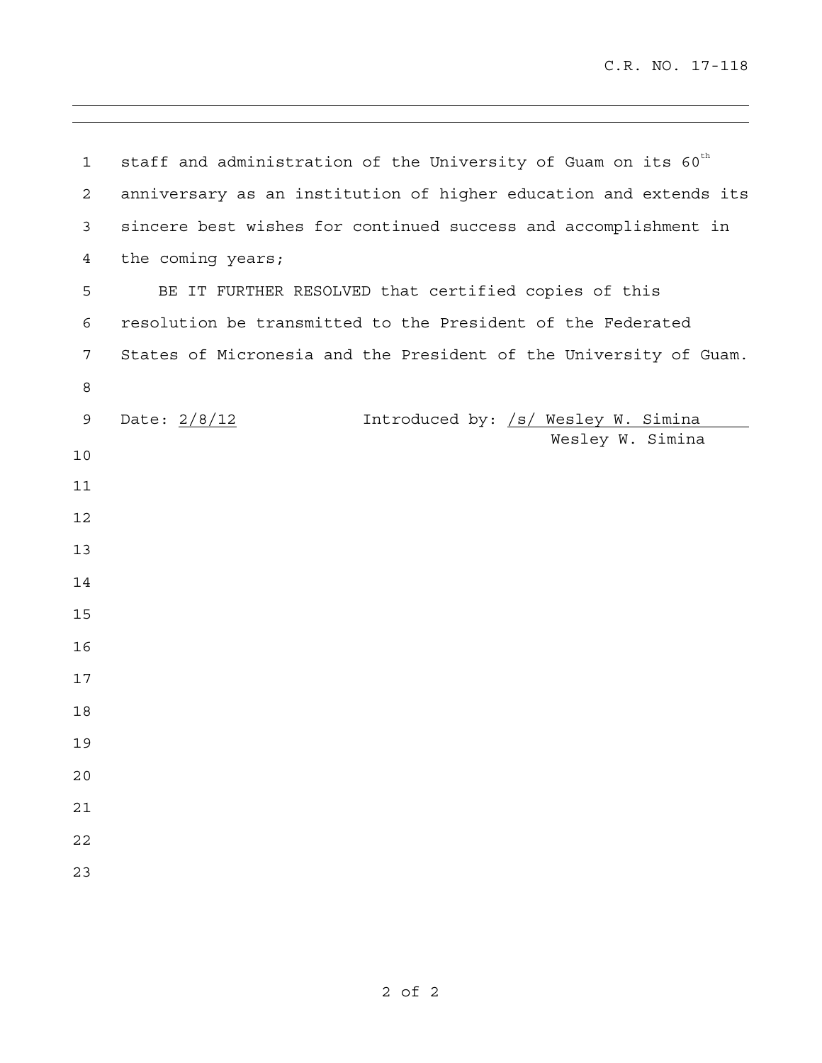staff and administration of the University of Guam on its 60th anniversary as an institution of higher education and extends its sincere best wishes for continued success and accomplishment in the coming years;

BE IT FURTHER RESOLVED that certified copies of this resolution be transmitted to the President of the Federated States of Micronesia and the President of the University of Guam.

Date: 2/8/12 Introduced by: /s/ Wesley W. Simina

Wesley W. Simina